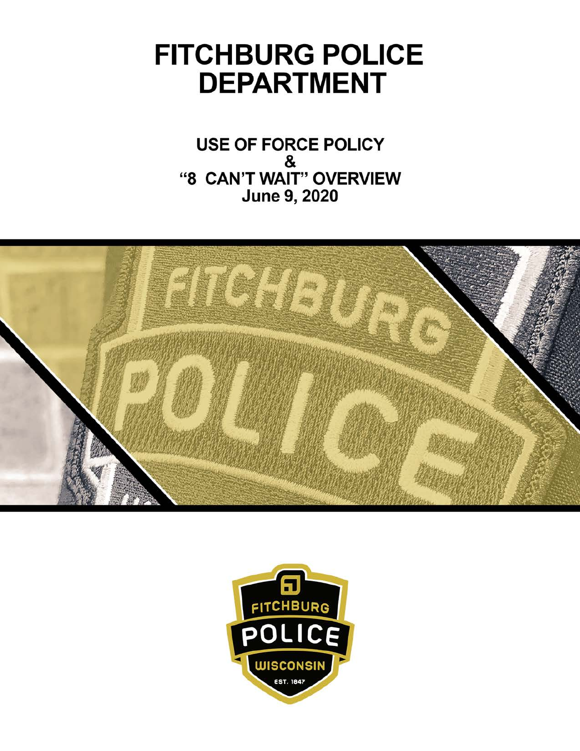# FITCHBURG POLICE DEPARTMENT

## USE OF FORCE POLICY & "8 CAN'T WAIT" OVERVIEW June 9, 2020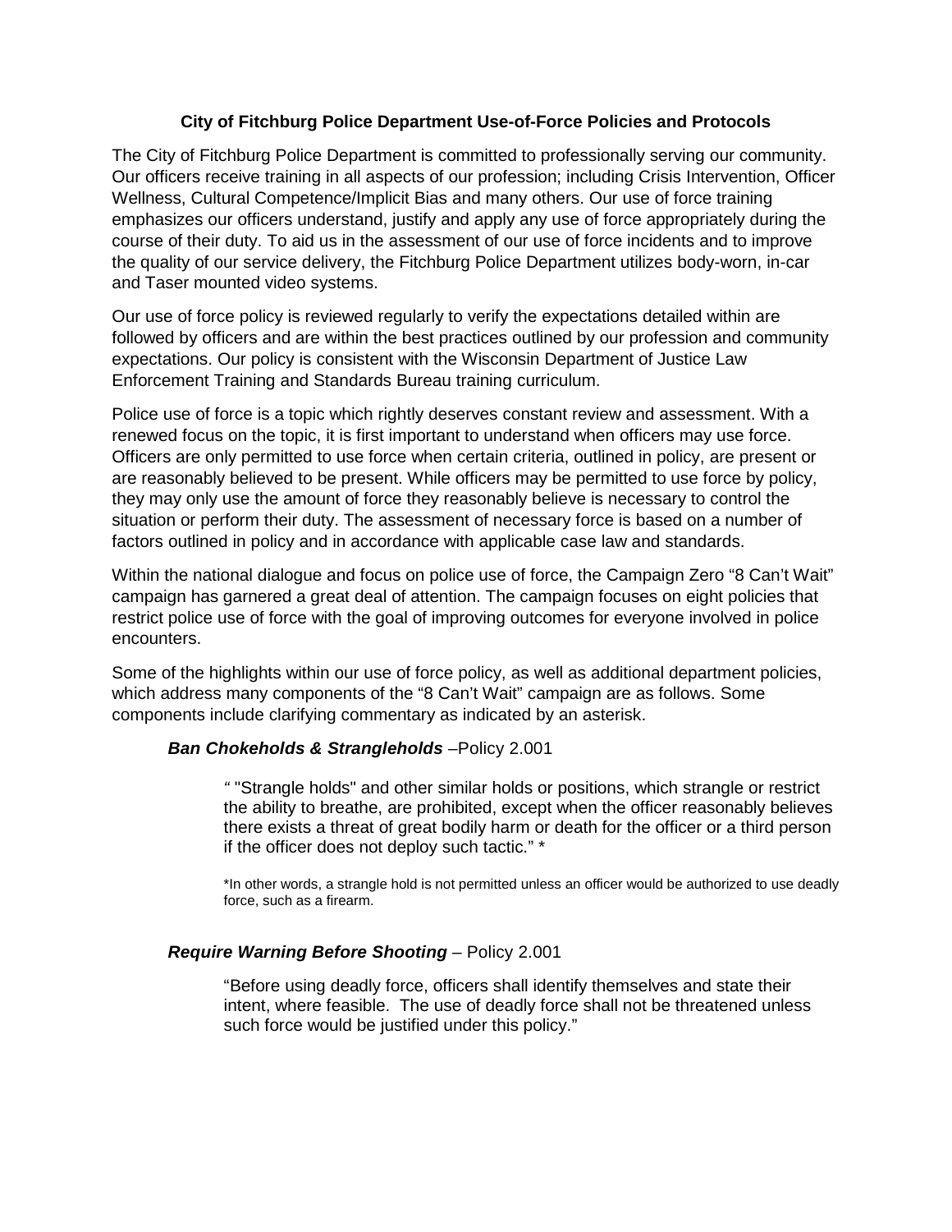### City of Fitchburg Police Department Use-of-Force Policies and Protocols

The City of Fitchburg Police Department is committed to professionally serving our community. Our officers receive training in all aspects of our profession; including Crisis Intervention, Officer Wellness, Cultural Competence/Implicit Bias and many others. Our use of force training emphasizes our officers understand, justify and apply any use of force appropriately during the course of their duty. To aid us in the assessment of our use of force incidents and to improve the quality of our service delivery, the Fitchburg Police Department utilizes body-worn, in-car and Taser mounted video systems.

Our use of force policy is reviewed regularly to verify the expectations detailed within are followed by officers and are within the best practices outlined by our profession and community expectations. Our policy is consistent with the Wisconsin Department of Justice Law Enforcement Training and Standards Bureau training curriculum.

Police use of force is a topic which rightly deserves constant review and assessment. With a renewed focus on the topic, it is first important to understand when officers may use force. Officers are only permitted to use force when certain criteria, outlined in policy, are present or are reasonably believed to be present. While officers may be permitted to use force by policy, they may only use the amount of force they reasonably believe is necessary to control the situation or perform their duty. The assessment of necessary force is based on a number of factors outlined in policy and in accordance with applicable case law and standards.

Within the national dialogue and focus on police use of force, the Campaign Zero "8 Can't Wait" campaign has garnered a great deal of attention. The campaign focuses on eight policies that restrict police use of force with the goal of improving outcomes for everyone involved in police encounters.

Some of the highlights within our use of force policy, as well as additional department policies, which address many components of the "8 Can't Wait" campaign are as follows. Some components include clarifying commentary as indicated by an asterisk.

***Ban Chokeholds & Strangleholds*** –Policy 2.001

> " "Strangle holds" and other similar holds or positions, which strangle or restrict the ability to breathe, are prohibited, except when the officer reasonably believes there exists a threat of great bodily harm or death for the officer or a third person if the officer does not deploy such tactic." *
>
> *In other words, a strangle hold is not permitted unless an officer would be authorized to use deadly force, such as a firearm.

***Require Warning Before Shooting*** – Policy 2.001

> "Before using deadly force, officers shall identify themselves and state their intent, where feasible. The use of deadly force shall not be threatened unless such force would be justified under this policy."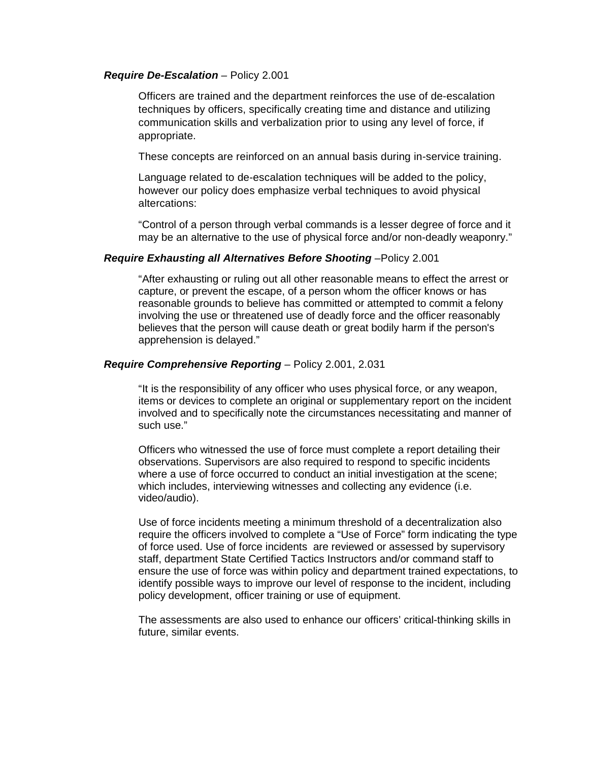***Require De-Escalation*** – Policy 2.001

Officers are trained and the department reinforces the use of de-escalation techniques by officers, specifically creating time and distance and utilizing communication skills and verbalization prior to using any level of force, if appropriate.

These concepts are reinforced on an annual basis during in-service training.

Language related to de-escalation techniques will be added to the policy, however our policy does emphasize verbal techniques to avoid physical altercations:

"Control of a person through verbal commands is a lesser degree of force and it may be an alternative to the use of physical force and/or non-deadly weaponry."

***Require Exhausting all Alternatives Before Shooting*** –Policy 2.001

"After exhausting or ruling out all other reasonable means to effect the arrest or capture, or prevent the escape, of a person whom the officer knows or has reasonable grounds to believe has committed or attempted to commit a felony involving the use or threatened use of deadly force and the officer reasonably believes that the person will cause death or great bodily harm if the person's apprehension is delayed."

***Require Comprehensive Reporting*** – Policy 2.001, 2.031

"It is the responsibility of any officer who uses physical force, or any weapon, items or devices to complete an original or supplementary report on the incident involved and to specifically note the circumstances necessitating and manner of such use."

Officers who witnessed the use of force must complete a report detailing their observations. Supervisors are also required to respond to specific incidents where a use of force occurred to conduct an initial investigation at the scene; which includes, interviewing witnesses and collecting any evidence (i.e. video/audio).

Use of force incidents meeting a minimum threshold of a decentralization also require the officers involved to complete a "Use of Force" form indicating the type of force used. Use of force incidents are reviewed or assessed by supervisory staff, department State Certified Tactics Instructors and/or command staff to ensure the use of force was within policy and department trained expectations, to identify possible ways to improve our level of response to the incident, including policy development, officer training or use of equipment.

The assessments are also used to enhance our officers' critical-thinking skills in future, similar events.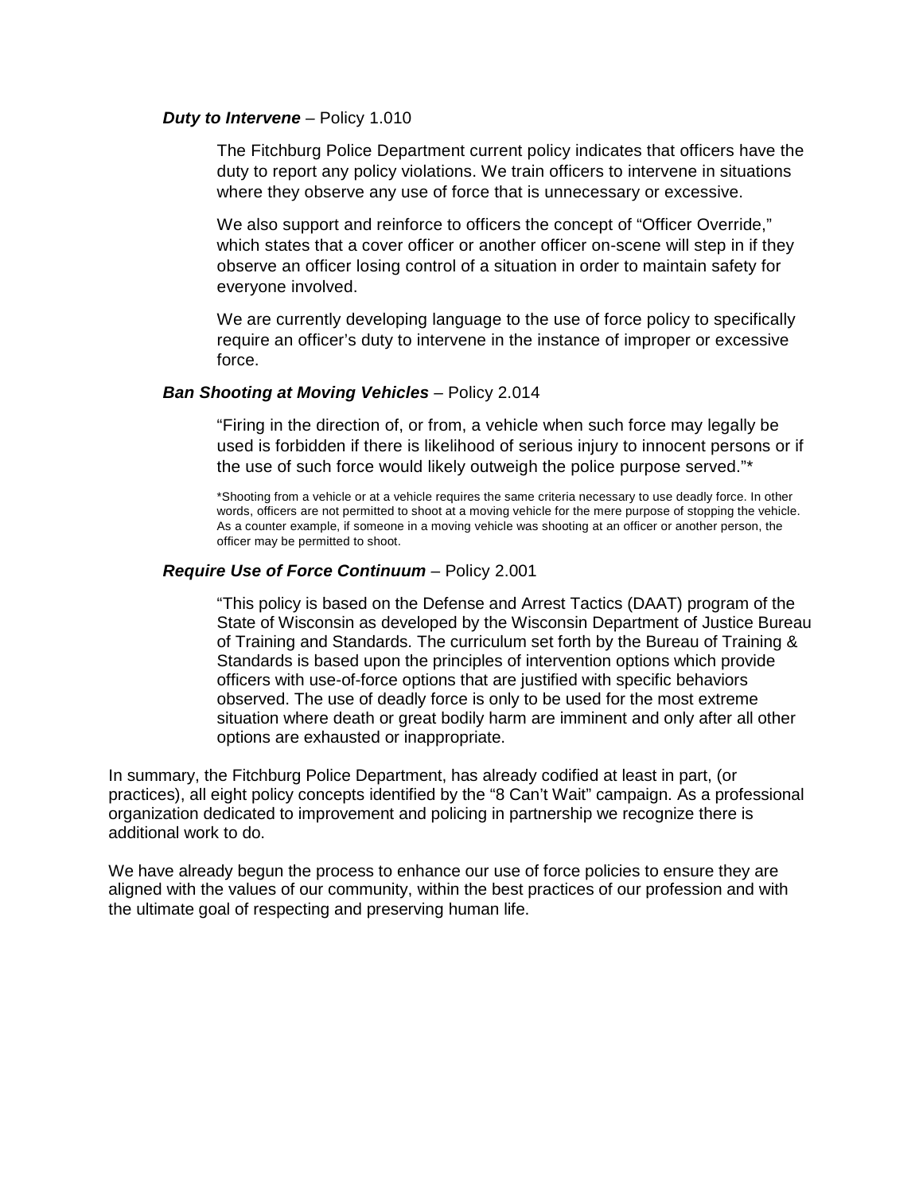***Duty to Intervene*** – Policy 1.010

The Fitchburg Police Department current policy indicates that officers have the duty to report any policy violations. We train officers to intervene in situations where they observe any use of force that is unnecessary or excessive.

We also support and reinforce to officers the concept of "Officer Override," which states that a cover officer or another officer on-scene will step in if they observe an officer losing control of a situation in order to maintain safety for everyone involved.

We are currently developing language to the use of force policy to specifically require an officer's duty to intervene in the instance of improper or excessive force.

***Ban Shooting at Moving Vehicles*** – Policy 2.014

"Firing in the direction of, or from, a vehicle when such force may legally be used is forbidden if there is likelihood of serious injury to innocent persons or if the use of such force would likely outweigh the police purpose served."*

*Shooting from a vehicle or at a vehicle requires the same criteria necessary to use deadly force. In other words, officers are not permitted to shoot at a moving vehicle for the mere purpose of stopping the vehicle. As a counter example, if someone in a moving vehicle was shooting at an officer or another person, the officer may be permitted to shoot.

***Require Use of Force Continuum*** – Policy 2.001

"This policy is based on the Defense and Arrest Tactics (DAAT) program of the State of Wisconsin as developed by the Wisconsin Department of Justice Bureau of Training and Standards. The curriculum set forth by the Bureau of Training & Standards is based upon the principles of intervention options which provide officers with use-of-force options that are justified with specific behaviors observed. The use of deadly force is only to be used for the most extreme situation where death or great bodily harm are imminent and only after all other options are exhausted or inappropriate.

In summary, the Fitchburg Police Department, has already codified at least in part, (or practices), all eight policy concepts identified by the "8 Can't Wait" campaign. As a professional organization dedicated to improvement and policing in partnership we recognize there is additional work to do.

We have already begun the process to enhance our use of force policies to ensure they are aligned with the values of our community, within the best practices of our profession and with the ultimate goal of respecting and preserving human life.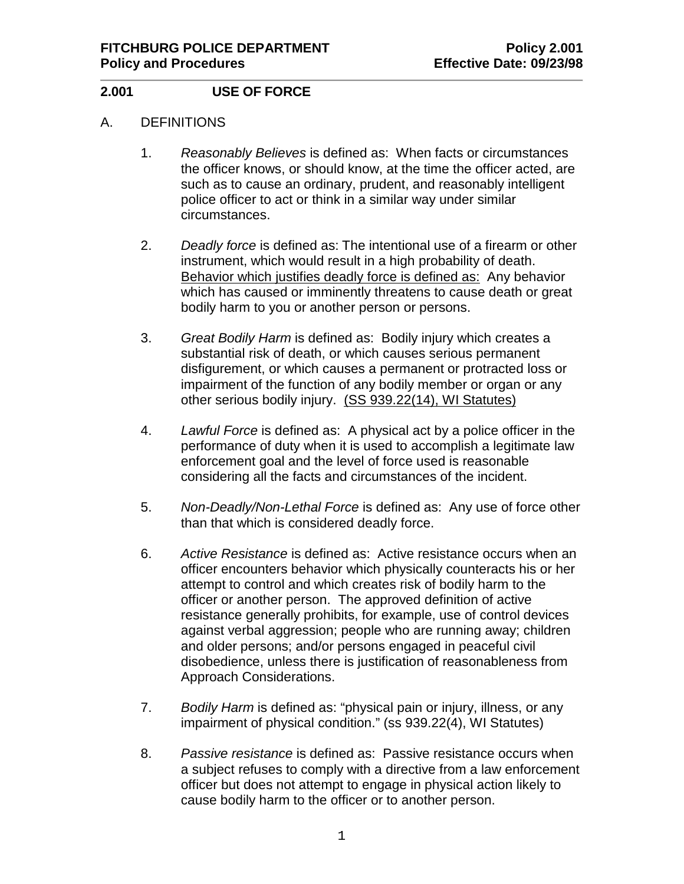## 2.001 USE OF FORCE

A. DEFINITIONS

1. *Reasonably Believes* is defined as: When facts or circumstances the officer knows, or should know, at the time the officer acted, are such as to cause an ordinary, prudent, and reasonably intelligent police officer to act or think in a similar way under similar circumstances.

2. *Deadly force* is defined as: The intentional use of a firearm or other instrument, which would result in a high probability of death. <u>Behavior which justifies deadly force is defined as:</u> Any behavior which has caused or imminently threatens to cause death or great bodily harm to you or another person or persons.

3. *Great Bodily Harm* is defined as: Bodily injury which creates a substantial risk of death, or which causes serious permanent disfigurement, or which causes a permanent or protracted loss or impairment of the function of any bodily member or organ or any other serious bodily injury. <u>(SS 939.22(14), WI Statutes)</u>

4. *Lawful Force* is defined as: A physical act by a police officer in the performance of duty when it is used to accomplish a legitimate law enforcement goal and the level of force used is reasonable considering all the facts and circumstances of the incident.

5. *Non-Deadly/Non-Lethal Force* is defined as: Any use of force other than that which is considered deadly force.

6. *Active Resistance* is defined as: Active resistance occurs when an officer encounters behavior which physically counteracts his or her attempt to control and which creates risk of bodily harm to the officer or another person. The approved definition of active resistance generally prohibits, for example, use of control devices against verbal aggression; people who are running away; children and older persons; and/or persons engaged in peaceful civil disobedience, unless there is justification of reasonableness from Approach Considerations.

7. *Bodily Harm* is defined as: "physical pain or injury, illness, or any impairment of physical condition." (ss 939.22(4), WI Statutes)

8. *Passive resistance* is defined as: Passive resistance occurs when a subject refuses to comply with a directive from a law enforcement officer but does not attempt to engage in physical action likely to cause bodily harm to the officer or to another person.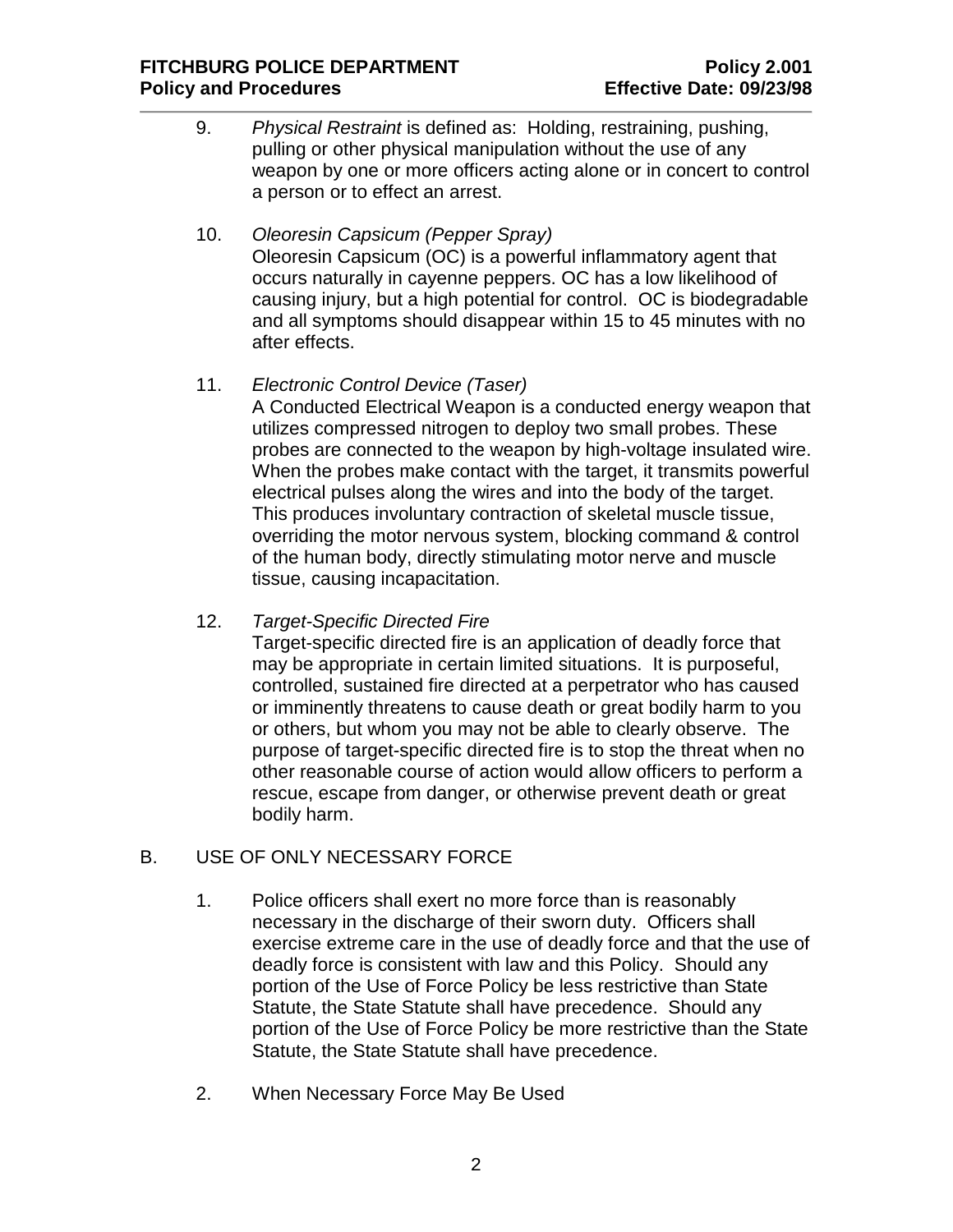9. *Physical Restraint* is defined as: Holding, restraining, pushing, pulling or other physical manipulation without the use of any weapon by one or more officers acting alone or in concert to control a person or to effect an arrest.

10. *Oleoresin Capsicum (Pepper Spray)*
    Oleoresin Capsicum (OC) is a powerful inflammatory agent that occurs naturally in cayenne peppers. OC has a low likelihood of causing injury, but a high potential for control. OC is biodegradable and all symptoms should disappear within 15 to 45 minutes with no after effects.

11. *Electronic Control Device (Taser)*
    A Conducted Electrical Weapon is a conducted energy weapon that utilizes compressed nitrogen to deploy two small probes. These probes are connected to the weapon by high-voltage insulated wire. When the probes make contact with the target, it transmits powerful electrical pulses along the wires and into the body of the target. This produces involuntary contraction of skeletal muscle tissue, overriding the motor nervous system, blocking command & control of the human body, directly stimulating motor nerve and muscle tissue, causing incapacitation.

12. *Target-Specific Directed Fire*
    Target-specific directed fire is an application of deadly force that may be appropriate in certain limited situations. It is purposeful, controlled, sustained fire directed at a perpetrator who has caused or imminently threatens to cause death or great bodily harm to you or others, but whom you may not be able to clearly observe. The purpose of target-specific directed fire is to stop the threat when no other reasonable course of action would allow officers to perform a rescue, escape from danger, or otherwise prevent death or great bodily harm.

B. USE OF ONLY NECESSARY FORCE

1. Police officers shall exert no more force than is reasonably necessary in the discharge of their sworn duty. Officers shall exercise extreme care in the use of deadly force and that the use of deadly force is consistent with law and this Policy. Should any portion of the Use of Force Policy be less restrictive than State Statute, the State Statute shall have precedence. Should any portion of the Use of Force Policy be more restrictive than the State Statute, the State Statute shall have precedence.

2. When Necessary Force May Be Used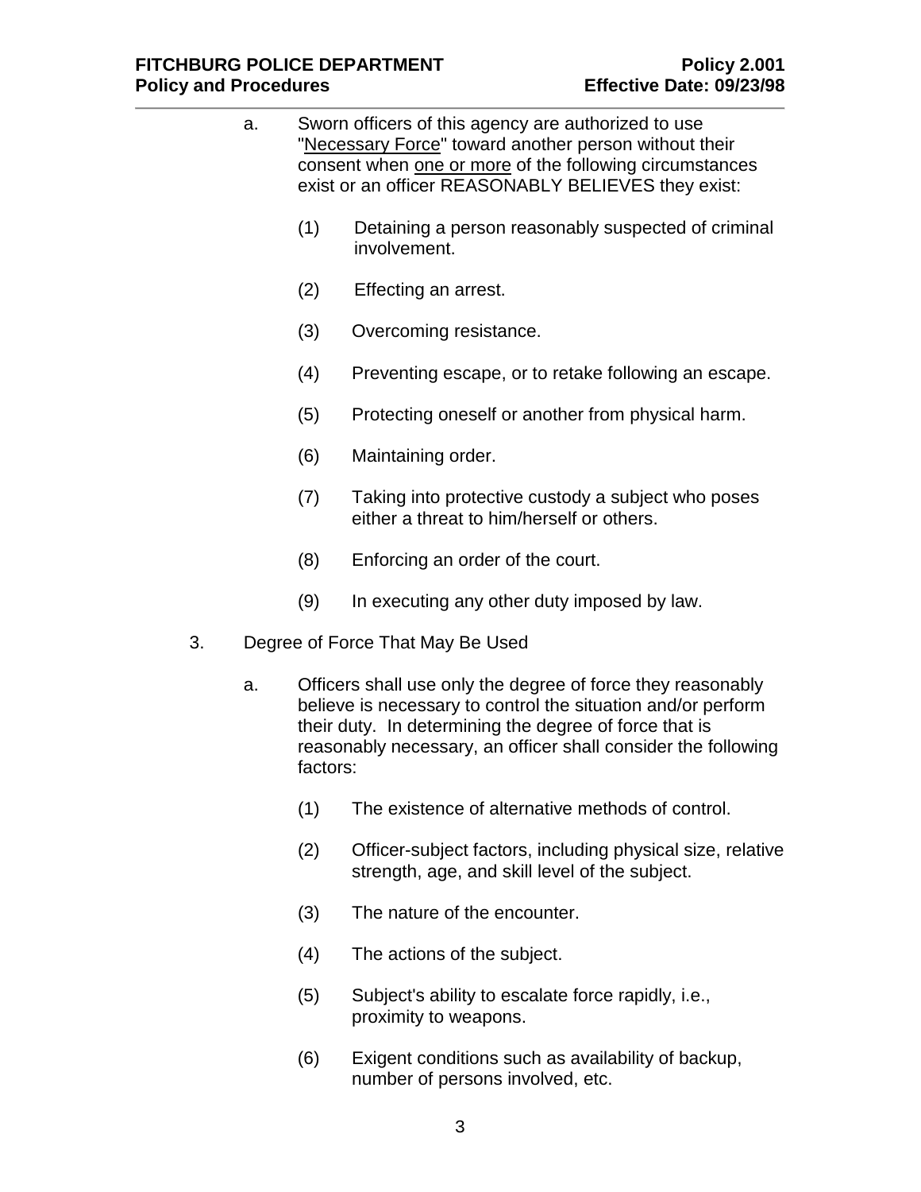a. Sworn officers of this agency are authorized to use "Necessary Force" toward another person without their consent when one or more of the following circumstances exist or an officer REASONABLY BELIEVES they exist:

   (1) Detaining a person reasonably suspected of criminal involvement.

   (2) Effecting an arrest.

   (3) Overcoming resistance.

   (4) Preventing escape, or to retake following an escape.

   (5) Protecting oneself or another from physical harm.

   (6) Maintaining order.

   (7) Taking into protective custody a subject who poses either a threat to him/herself or others.

   (8) Enforcing an order of the court.

   (9) In executing any other duty imposed by law.

3. Degree of Force That May Be Used

   a. Officers shall use only the degree of force they reasonably believe is necessary to control the situation and/or perform their duty. In determining the degree of force that is reasonably necessary, an officer shall consider the following factors:

      (1) The existence of alternative methods of control.

      (2) Officer-subject factors, including physical size, relative strength, age, and skill level of the subject.

      (3) The nature of the encounter.

      (4) The actions of the subject.

      (5) Subject's ability to escalate force rapidly, i.e., proximity to weapons.

      (6) Exigent conditions such as availability of backup, number of persons involved, etc.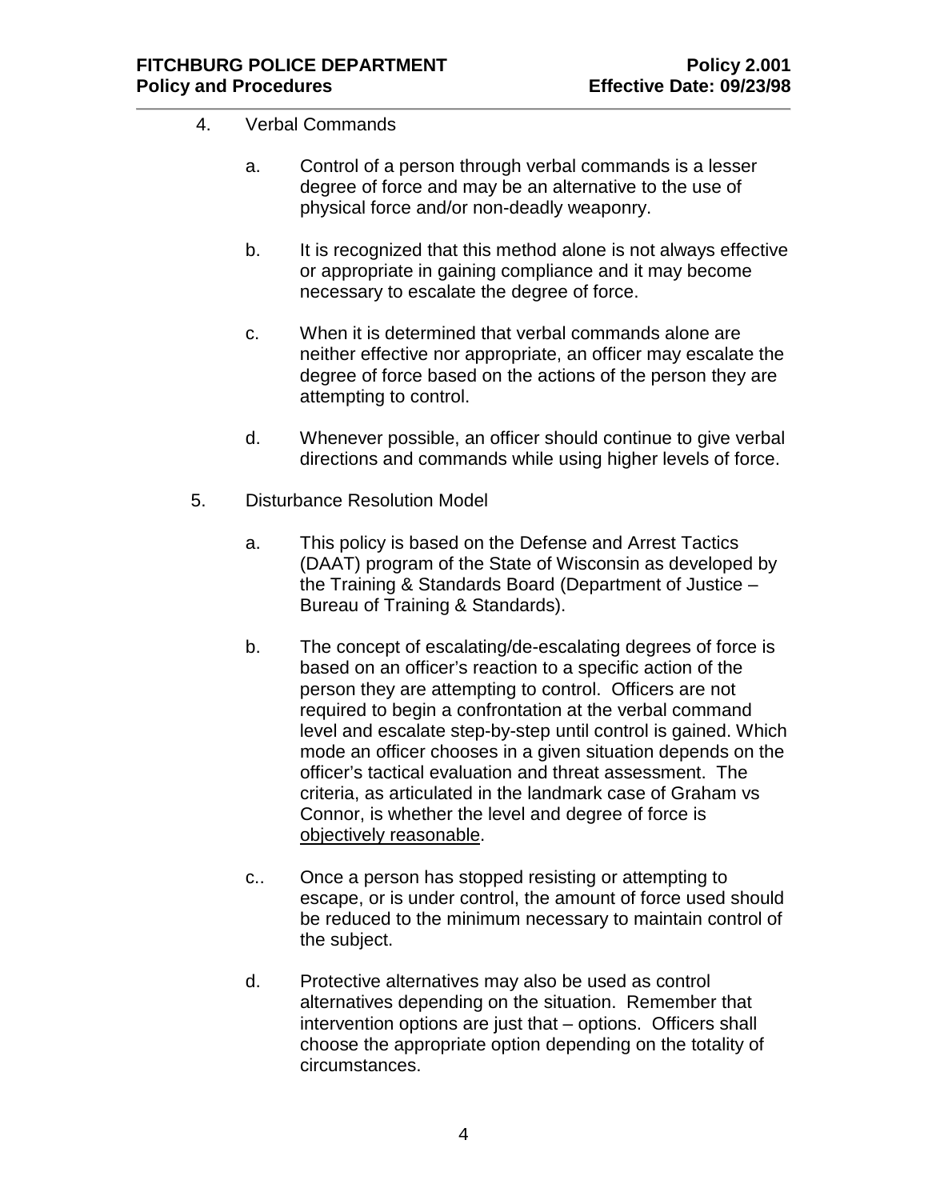4. Verbal Commands

   a. Control of a person through verbal commands is a lesser degree of force and may be an alternative to the use of physical force and/or non-deadly weaponry.

   b. It is recognized that this method alone is not always effective or appropriate in gaining compliance and it may become necessary to escalate the degree of force.

   c. When it is determined that verbal commands alone are neither effective nor appropriate, an officer may escalate the degree of force based on the actions of the person they are attempting to control.

   d. Whenever possible, an officer should continue to give verbal directions and commands while using higher levels of force.

5. Disturbance Resolution Model

   a. This policy is based on the Defense and Arrest Tactics (DAAT) program of the State of Wisconsin as developed by the Training & Standards Board (Department of Justice – Bureau of Training & Standards).

   b. The concept of escalating/de-escalating degrees of force is based on an officer's reaction to a specific action of the person they are attempting to control. Officers are not required to begin a confrontation at the verbal command level and escalate step-by-step until control is gained. Which mode an officer chooses in a given situation depends on the officer's tactical evaluation and threat assessment. The criteria, as articulated in the landmark case of Graham vs Connor, is whether the level and degree of force is <u>objectively reasonable</u>.

   c.. Once a person has stopped resisting or attempting to escape, or is under control, the amount of force used should be reduced to the minimum necessary to maintain control of the subject.

   d. Protective alternatives may also be used as control alternatives depending on the situation. Remember that intervention options are just that – options. Officers shall choose the appropriate option depending on the totality of circumstances.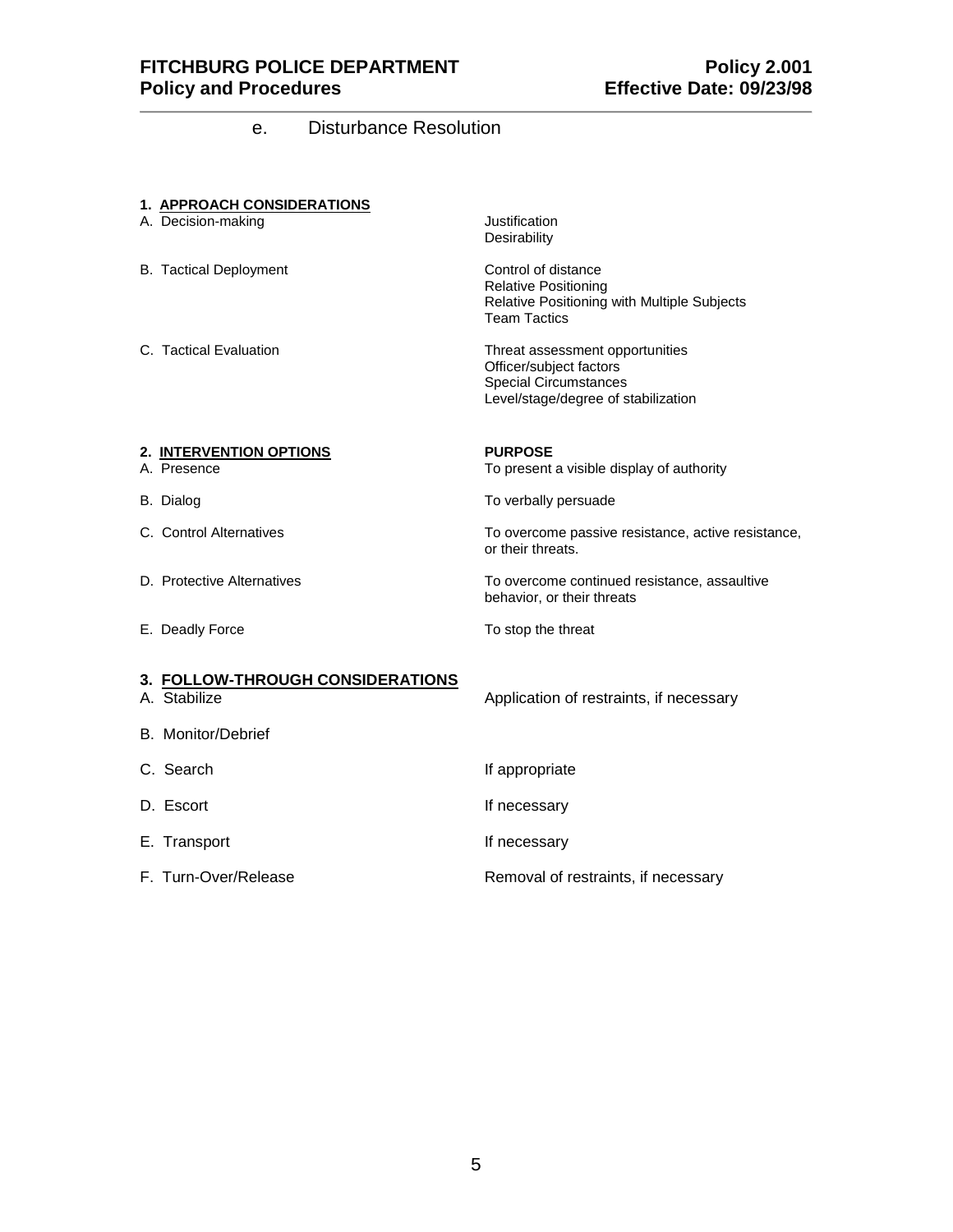e. Disturbance Resolution

| **1. APPROACH CONSIDERATIONS** | |
|---|---|
| A. Decision-making | Justification<br>Desirability |
| B. Tactical Deployment | Control of distance<br>Relative Positioning<br>Relative Positioning with Multiple Subjects<br>Team Tactics |
| C. Tactical Evaluation | Threat assessment opportunities<br>Officer/subject factors<br>Special Circumstances<br>Level/stage/degree of stabilization |

| **2. INTERVENTION OPTIONS** | **PURPOSE** |
|---|---|
| A. Presence | To present a visible display of authority |
| B. Dialog | To verbally persuade |
| C. Control Alternatives | To overcome passive resistance, active resistance, or their threats. |
| D. Protective Alternatives | To overcome continued resistance, assaultive behavior, or their threats |
| E. Deadly Force | To stop the threat |

| **3. FOLLOW-THROUGH CONSIDERATIONS** | |
|---|---|
| A. Stabilize | Application of restraints, if necessary |
| B. Monitor/Debrief | |
| C. Search | If appropriate |
| D. Escort | If necessary |
| E. Transport | If necessary |
| F. Turn-Over/Release | Removal of restraints, if necessary |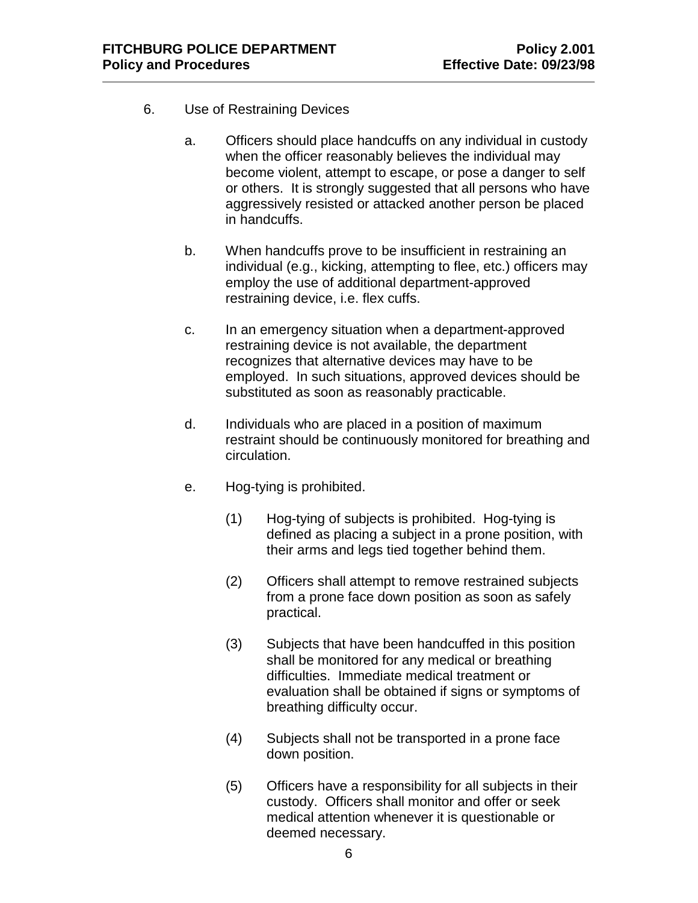6. Use of Restraining Devices

   a. Officers should place handcuffs on any individual in custody when the officer reasonably believes the individual may become violent, attempt to escape, or pose a danger to self or others. It is strongly suggested that all persons who have aggressively resisted or attacked another person be placed in handcuffs.

   b. When handcuffs prove to be insufficient in restraining an individual (e.g., kicking, attempting to flee, etc.) officers may employ the use of additional department-approved restraining device, i.e. flex cuffs.

   c. In an emergency situation when a department-approved restraining device is not available, the department recognizes that alternative devices may have to be employed. In such situations, approved devices should be substituted as soon as reasonably practicable.

   d. Individuals who are placed in a position of maximum restraint should be continuously monitored for breathing and circulation.

   e. Hog-tying is prohibited.

      (1) Hog-tying of subjects is prohibited. Hog-tying is defined as placing a subject in a prone position, with their arms and legs tied together behind them.

      (2) Officers shall attempt to remove restrained subjects from a prone face down position as soon as safely practical.

      (3) Subjects that have been handcuffed in this position shall be monitored for any medical or breathing difficulties. Immediate medical treatment or evaluation shall be obtained if signs or symptoms of breathing difficulty occur.

      (4) Subjects shall not be transported in a prone face down position.

      (5) Officers have a responsibility for all subjects in their custody. Officers shall monitor and offer or seek medical attention whenever it is questionable or deemed necessary.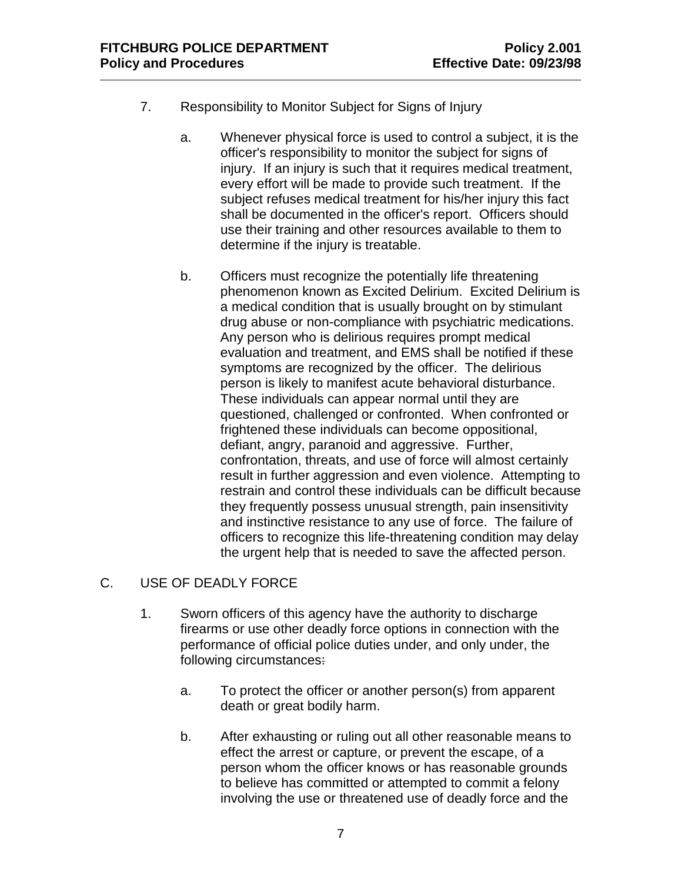7. Responsibility to Monitor Subject for Signs of Injury

   a. Whenever physical force is used to control a subject, it is the officer's responsibility to monitor the subject for signs of injury. If an injury is such that it requires medical treatment, every effort will be made to provide such treatment. If the subject refuses medical treatment for his/her injury this fact shall be documented in the officer's report. Officers should use their training and other resources available to them to determine if the injury is treatable.

   b. Officers must recognize the potentially life threatening phenomenon known as Excited Delirium. Excited Delirium is a medical condition that is usually brought on by stimulant drug abuse or non-compliance with psychiatric medications. Any person who is delirious requires prompt medical evaluation and treatment, and EMS shall be notified if these symptoms are recognized by the officer. The delirious person is likely to manifest acute behavioral disturbance. These individuals can appear normal until they are questioned, challenged or confronted. When confronted or frightened these individuals can become oppositional, defiant, angry, paranoid and aggressive. Further, confrontation, threats, and use of force will almost certainly result in further aggression and even violence. Attempting to restrain and control these individuals can be difficult because they frequently possess unusual strength, pain insensitivity and instinctive resistance to any use of force. The failure of officers to recognize this life-threatening condition may delay the urgent help that is needed to save the affected person.

C. USE OF DEADLY FORCE

1. Sworn officers of this agency have the authority to discharge firearms or use other deadly force options in connection with the performance of official police duties under, and only under, the following circumstances:

   a. To protect the officer or another person(s) from apparent death or great bodily harm.

   b. After exhausting or ruling out all other reasonable means to effect the arrest or capture, or prevent the escape, of a person whom the officer knows or has reasonable grounds to believe has committed or attempted to commit a felony involving the use or threatened use of deadly force and the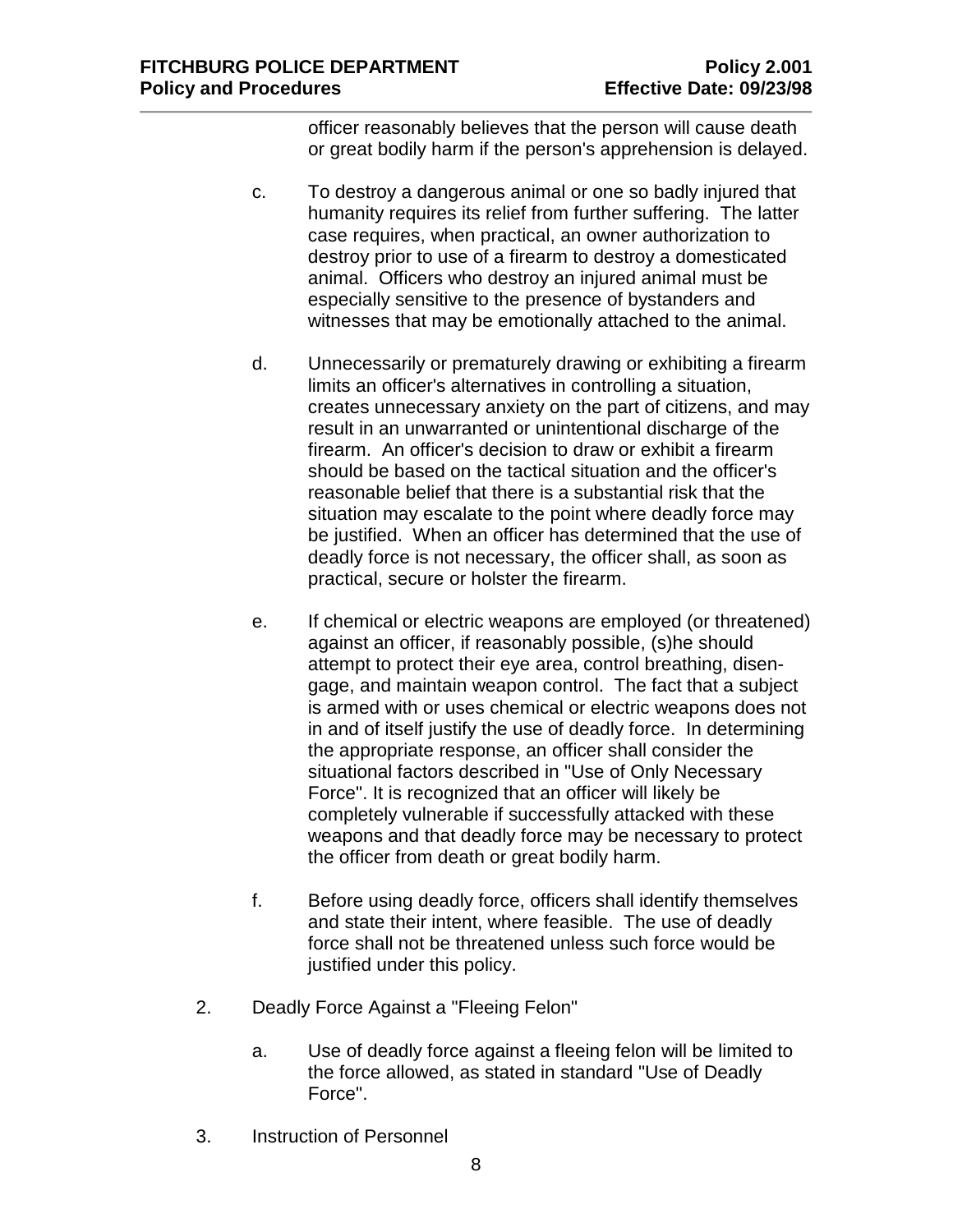officer reasonably believes that the person will cause death or great bodily harm if the person's apprehension is delayed.

c. To destroy a dangerous animal or one so badly injured that humanity requires its relief from further suffering. The latter case requires, when practical, an owner authorization to destroy prior to use of a firearm to destroy a domesticated animal. Officers who destroy an injured animal must be especially sensitive to the presence of bystanders and witnesses that may be emotionally attached to the animal.

d. Unnecessarily or prematurely drawing or exhibiting a firearm limits an officer's alternatives in controlling a situation, creates unnecessary anxiety on the part of citizens, and may result in an unwarranted or unintentional discharge of the firearm. An officer's decision to draw or exhibit a firearm should be based on the tactical situation and the officer's reasonable belief that there is a substantial risk that the situation may escalate to the point where deadly force may be justified. When an officer has determined that the use of deadly force is not necessary, the officer shall, as soon as practical, secure or holster the firearm.

e. If chemical or electric weapons are employed (or threatened) against an officer, if reasonably possible, (s)he should attempt to protect their eye area, control breathing, disengage, and maintain weapon control. The fact that a subject is armed with or uses chemical or electric weapons does not in and of itself justify the use of deadly force. In determining the appropriate response, an officer shall consider the situational factors described in "Use of Only Necessary Force". It is recognized that an officer will likely be completely vulnerable if successfully attacked with these weapons and that deadly force may be necessary to protect the officer from death or great bodily harm.

f. Before using deadly force, officers shall identify themselves and state their intent, where feasible. The use of deadly force shall not be threatened unless such force would be justified under this policy.

2. Deadly Force Against a "Fleeing Felon"

   a. Use of deadly force against a fleeing felon will be limited to the force allowed, as stated in standard "Use of Deadly Force".

3. Instruction of Personnel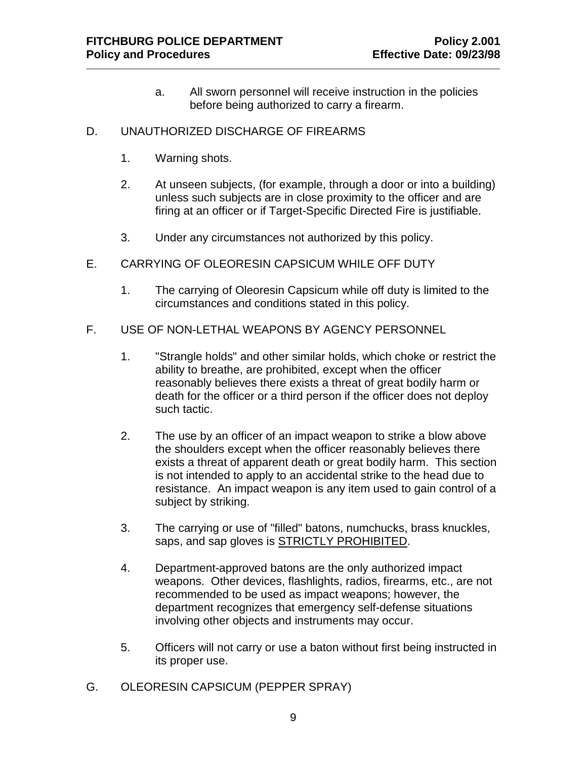a. All sworn personnel will receive instruction in the policies before being authorized to carry a firearm.

D. UNAUTHORIZED DISCHARGE OF FIREARMS

1. Warning shots.

2. At unseen subjects, (for example, through a door or into a building) unless such subjects are in close proximity to the officer and are firing at an officer or if Target-Specific Directed Fire is justifiable.

3. Under any circumstances not authorized by this policy.

E. CARRYING OF OLEORESIN CAPSICUM WHILE OFF DUTY

1. The carrying of Oleoresin Capsicum while off duty is limited to the circumstances and conditions stated in this policy.

F. USE OF NON-LETHAL WEAPONS BY AGENCY PERSONNEL

1. "Strangle holds" and other similar holds, which choke or restrict the ability to breathe, are prohibited, except when the officer reasonably believes there exists a threat of great bodily harm or death for the officer or a third person if the officer does not deploy such tactic.

2. The use by an officer of an impact weapon to strike a blow above the shoulders except when the officer reasonably believes there exists a threat of apparent death or great bodily harm. This section is not intended to apply to an accidental strike to the head due to resistance. An impact weapon is any item used to gain control of a subject by striking.

3. The carrying or use of "filled" batons, numchucks, brass knuckles, saps, and sap gloves is <u>STRICTLY PROHIBITED</u>.

4. Department-approved batons are the only authorized impact weapons. Other devices, flashlights, radios, firearms, etc., are not recommended to be used as impact weapons; however, the department recognizes that emergency self-defense situations involving other objects and instruments may occur.

5. Officers will not carry or use a baton without first being instructed in its proper use.

G. OLEORESIN CAPSICUM (PEPPER SPRAY)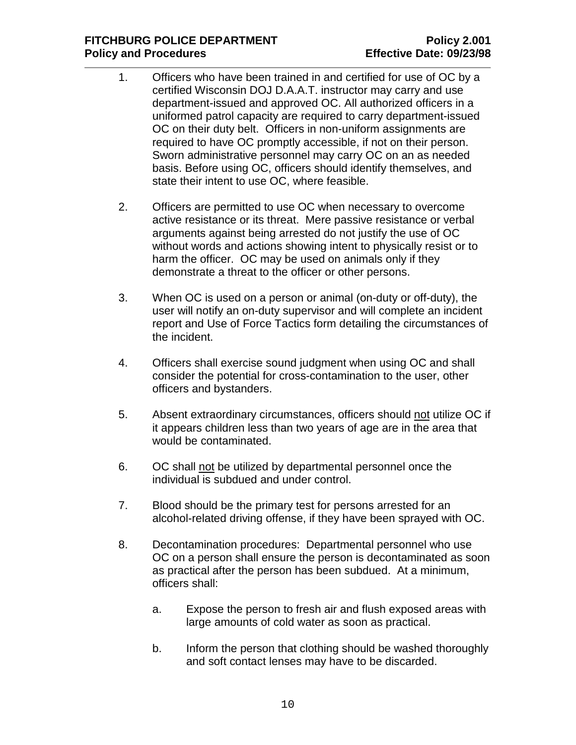1. Officers who have been trained in and certified for use of OC by a certified Wisconsin DOJ D.A.A.T. instructor may carry and use department-issued and approved OC. All authorized officers in a uniformed patrol capacity are required to carry department-issued OC on their duty belt. Officers in non-uniform assignments are required to have OC promptly accessible, if not on their person. Sworn administrative personnel may carry OC on an as needed basis. Before using OC, officers should identify themselves, and state their intent to use OC, where feasible.

2. Officers are permitted to use OC when necessary to overcome active resistance or its threat. Mere passive resistance or verbal arguments against being arrested do not justify the use of OC without words and actions showing intent to physically resist or to harm the officer. OC may be used on animals only if they demonstrate a threat to the officer or other persons.

3. When OC is used on a person or animal (on-duty or off-duty), the user will notify an on-duty supervisor and will complete an incident report and Use of Force Tactics form detailing the circumstances of the incident.

4. Officers shall exercise sound judgment when using OC and shall consider the potential for cross-contamination to the user, other officers and bystanders.

5. Absent extraordinary circumstances, officers should <u>not</u> utilize OC if it appears children less than two years of age are in the area that would be contaminated.

6. OC shall <u>not</u> be utilized by departmental personnel once the individual is subdued and under control.

7. Blood should be the primary test for persons arrested for an alcohol-related driving offense, if they have been sprayed with OC.

8. Decontamination procedures: Departmental personnel who use OC on a person shall ensure the person is decontaminated as soon as practical after the person has been subdued. At a minimum, officers shall:

    a. Expose the person to fresh air and flush exposed areas with large amounts of cold water as soon as practical.

    b. Inform the person that clothing should be washed thoroughly and soft contact lenses may have to be discarded.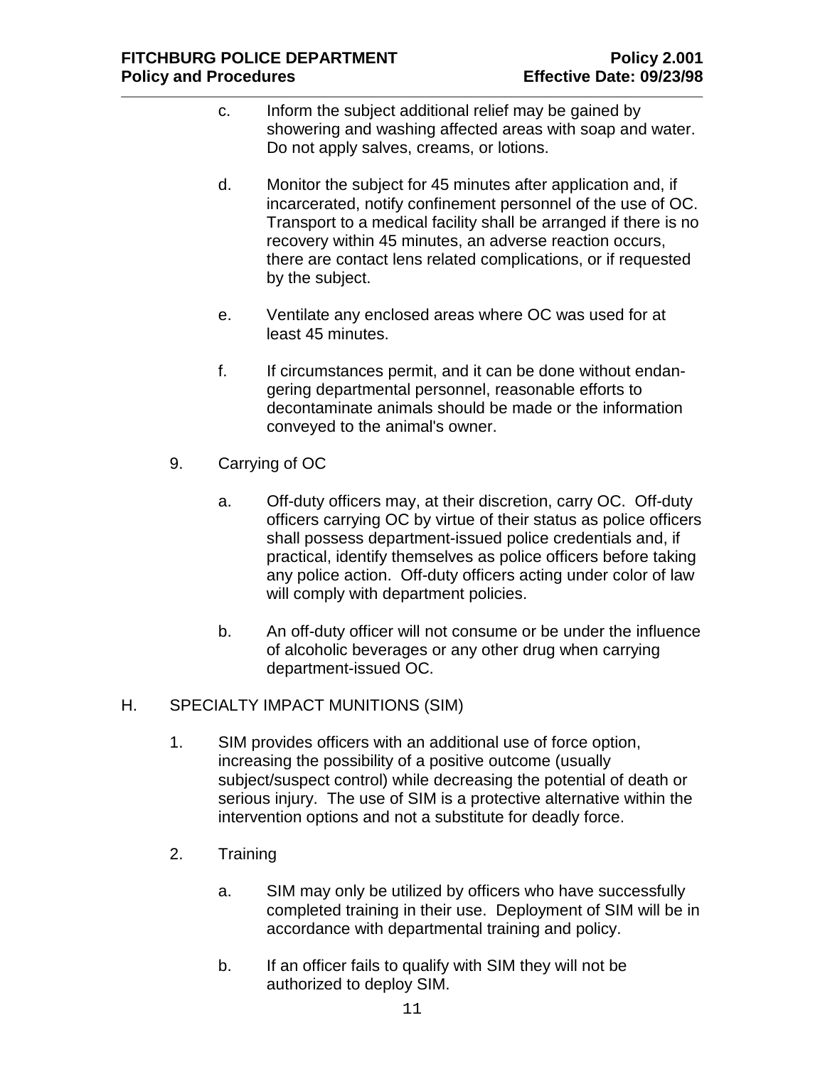c. Inform the subject additional relief may be gained by showering and washing affected areas with soap and water. Do not apply salves, creams, or lotions.

d. Monitor the subject for 45 minutes after application and, if incarcerated, notify confinement personnel of the use of OC. Transport to a medical facility shall be arranged if there is no recovery within 45 minutes, an adverse reaction occurs, there are contact lens related complications, or if requested by the subject.

e. Ventilate any enclosed areas where OC was used for at least 45 minutes.

f. If circumstances permit, and it can be done without endangering departmental personnel, reasonable efforts to decontaminate animals should be made or the information conveyed to the animal's owner.

9. Carrying of OC

a. Off-duty officers may, at their discretion, carry OC. Off-duty officers carrying OC by virtue of their status as police officers shall possess department-issued police credentials and, if practical, identify themselves as police officers before taking any police action. Off-duty officers acting under color of law will comply with department policies.

b. An off-duty officer will not consume or be under the influence of alcoholic beverages or any other drug when carrying department-issued OC.

H. SPECIALTY IMPACT MUNITIONS (SIM)

1. SIM provides officers with an additional use of force option, increasing the possibility of a positive outcome (usually subject/suspect control) while decreasing the potential of death or serious injury. The use of SIM is a protective alternative within the intervention options and not a substitute for deadly force.

2. Training

a. SIM may only be utilized by officers who have successfully completed training in their use. Deployment of SIM will be in accordance with departmental training and policy.

b. If an officer fails to qualify with SIM they will not be authorized to deploy SIM.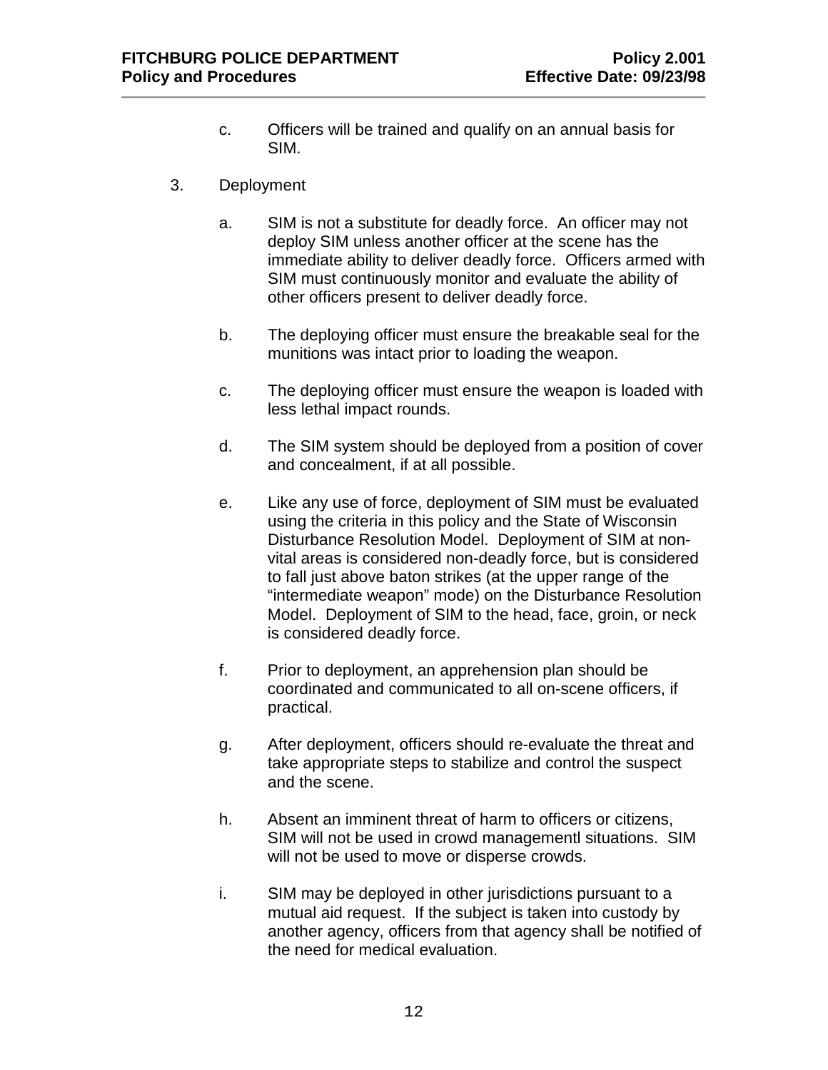c. Officers will be trained and qualify on an annual basis for SIM.

3. Deployment

    a. SIM is not a substitute for deadly force. An officer may not deploy SIM unless another officer at the scene has the immediate ability to deliver deadly force. Officers armed with SIM must continuously monitor and evaluate the ability of other officers present to deliver deadly force.

    b. The deploying officer must ensure the breakable seal for the munitions was intact prior to loading the weapon.

    c. The deploying officer must ensure the weapon is loaded with less lethal impact rounds.

    d. The SIM system should be deployed from a position of cover and concealment, if at all possible.

    e. Like any use of force, deployment of SIM must be evaluated using the criteria in this policy and the State of Wisconsin Disturbance Resolution Model. Deployment of SIM at non-vital areas is considered non-deadly force, but is considered to fall just above baton strikes (at the upper range of the "intermediate weapon" mode) on the Disturbance Resolution Model. Deployment of SIM to the head, face, groin, or neck is considered deadly force.

    f. Prior to deployment, an apprehension plan should be coordinated and communicated to all on-scene officers, if practical.

    g. After deployment, officers should re-evaluate the threat and take appropriate steps to stabilize and control the suspect and the scene.

    h. Absent an imminent threat of harm to officers or citizens, SIM will not be used in crowd managementl situations. SIM will not be used to move or disperse crowds.

    i. SIM may be deployed in other jurisdictions pursuant to a mutual aid request. If the subject is taken into custody by another agency, officers from that agency shall be notified of the need for medical evaluation.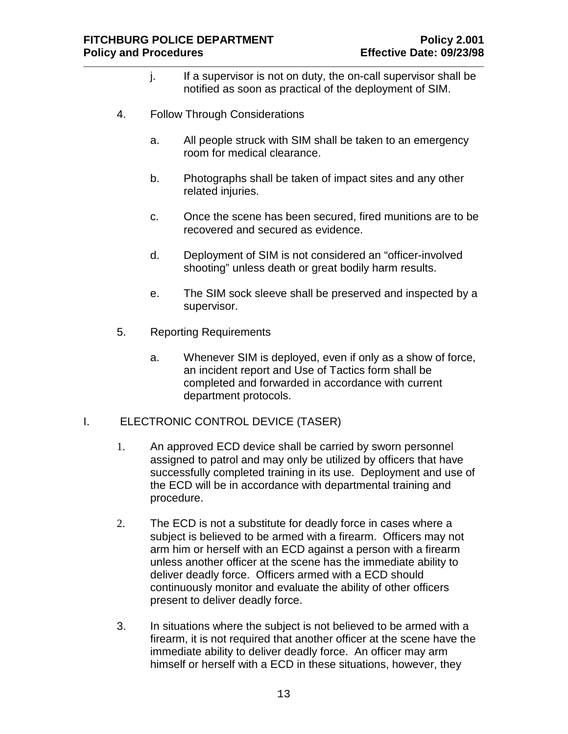j. If a supervisor is not on duty, the on-call supervisor shall be notified as soon as practical of the deployment of SIM.

4. Follow Through Considerations

   a. All people struck with SIM shall be taken to an emergency room for medical clearance.

   b. Photographs shall be taken of impact sites and any other related injuries.

   c. Once the scene has been secured, fired munitions are to be recovered and secured as evidence.

   d. Deployment of SIM is not considered an "officer-involved shooting" unless death or great bodily harm results.

   e. The SIM sock sleeve shall be preserved and inspected by a supervisor.

5. Reporting Requirements

   a. Whenever SIM is deployed, even if only as a show of force, an incident report and Use of Tactics form shall be completed and forwarded in accordance with current department protocols.

I. ELECTRONIC CONTROL DEVICE (TASER)

1. An approved ECD device shall be carried by sworn personnel assigned to patrol and may only be utilized by officers that have successfully completed training in its use. Deployment and use of the ECD will be in accordance with departmental training and procedure.

2. The ECD is not a substitute for deadly force in cases where a subject is believed to be armed with a firearm. Officers may not arm him or herself with an ECD against a person with a firearm unless another officer at the scene has the immediate ability to deliver deadly force. Officers armed with a ECD should continuously monitor and evaluate the ability of other officers present to deliver deadly force.

3. In situations where the subject is not believed to be armed with a firearm, it is not required that another officer at the scene have the immediate ability to deliver deadly force. An officer may arm himself or herself with a ECD in these situations, however, they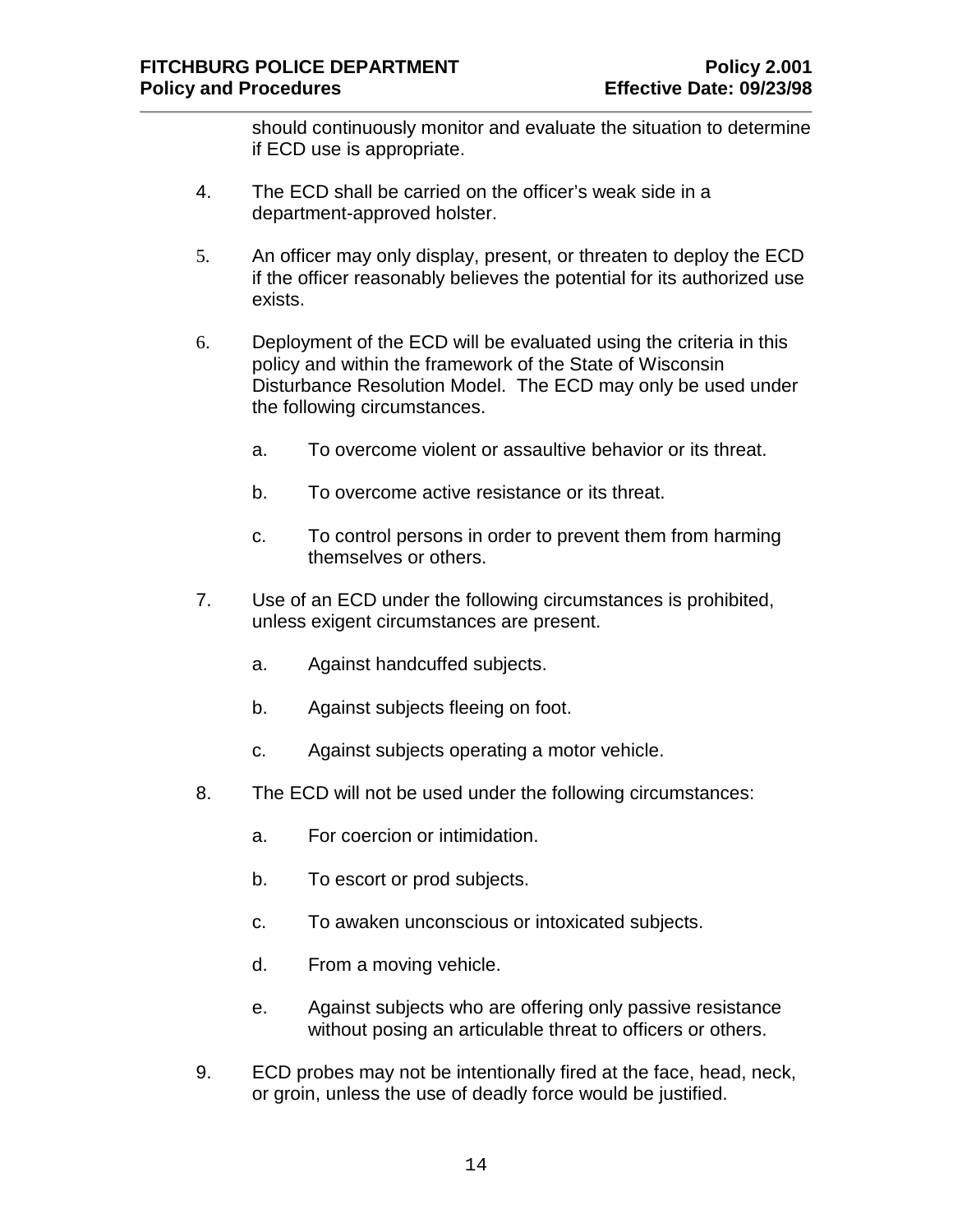should continuously monitor and evaluate the situation to determine if ECD use is appropriate.

4. The ECD shall be carried on the officer's weak side in a department-approved holster.

5. An officer may only display, present, or threaten to deploy the ECD if the officer reasonably believes the potential for its authorized use exists.

6. Deployment of the ECD will be evaluated using the criteria in this policy and within the framework of the State of Wisconsin Disturbance Resolution Model. The ECD may only be used under the following circumstances.

   a. To overcome violent or assaultive behavior or its threat.

   b. To overcome active resistance or its threat.

   c. To control persons in order to prevent them from harming themselves or others.

7. Use of an ECD under the following circumstances is prohibited, unless exigent circumstances are present.

   a. Against handcuffed subjects.

   b. Against subjects fleeing on foot.

   c. Against subjects operating a motor vehicle.

8. The ECD will not be used under the following circumstances:

   a. For coercion or intimidation.

   b. To escort or prod subjects.

   c. To awaken unconscious or intoxicated subjects.

   d. From a moving vehicle.

   e. Against subjects who are offering only passive resistance without posing an articulable threat to officers or others.

9. ECD probes may not be intentionally fired at the face, head, neck, or groin, unless the use of deadly force would be justified.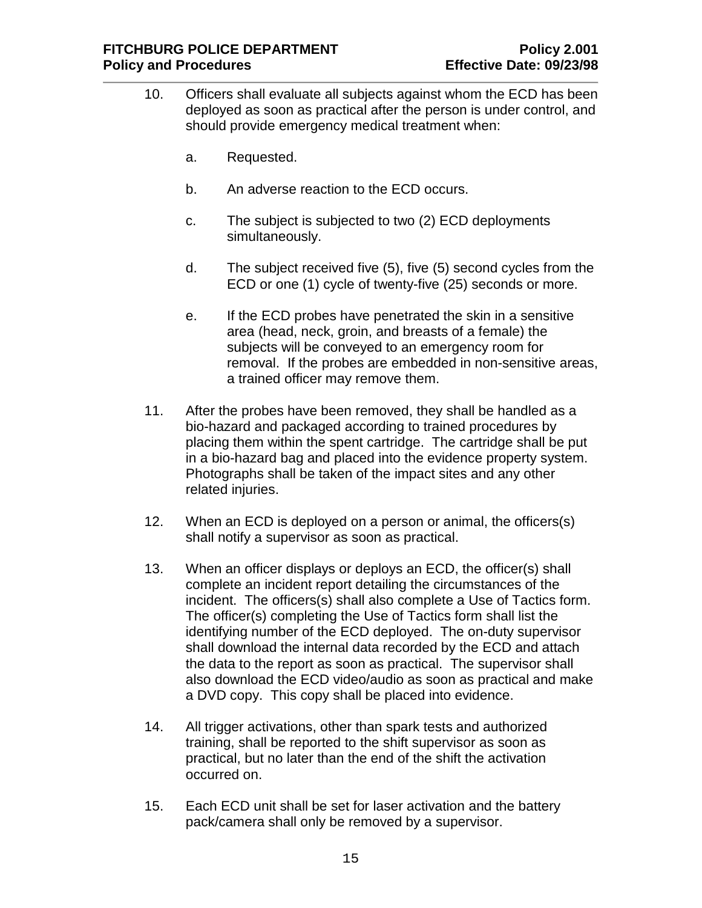10. Officers shall evaluate all subjects against whom the ECD has been deployed as soon as practical after the person is under control, and should provide emergency medical treatment when:

    a. Requested.

    b. An adverse reaction to the ECD occurs.

    c. The subject is subjected to two (2) ECD deployments simultaneously.

    d. The subject received five (5), five (5) second cycles from the ECD or one (1) cycle of twenty-five (25) seconds or more.

    e. If the ECD probes have penetrated the skin in a sensitive area (head, neck, groin, and breasts of a female) the subjects will be conveyed to an emergency room for removal. If the probes are embedded in non-sensitive areas, a trained officer may remove them.

11. After the probes have been removed, they shall be handled as a bio-hazard and packaged according to trained procedures by placing them within the spent cartridge. The cartridge shall be put in a bio-hazard bag and placed into the evidence property system. Photographs shall be taken of the impact sites and any other related injuries.

12. When an ECD is deployed on a person or animal, the officers(s) shall notify a supervisor as soon as practical.

13. When an officer displays or deploys an ECD, the officer(s) shall complete an incident report detailing the circumstances of the incident. The officers(s) shall also complete a Use of Tactics form. The officer(s) completing the Use of Tactics form shall list the identifying number of the ECD deployed. The on-duty supervisor shall download the internal data recorded by the ECD and attach the data to the report as soon as practical. The supervisor shall also download the ECD video/audio as soon as practical and make a DVD copy. This copy shall be placed into evidence.

14. All trigger activations, other than spark tests and authorized training, shall be reported to the shift supervisor as soon as practical, but no later than the end of the shift the activation occurred on.

15. Each ECD unit shall be set for laser activation and the battery pack/camera shall only be removed by a supervisor.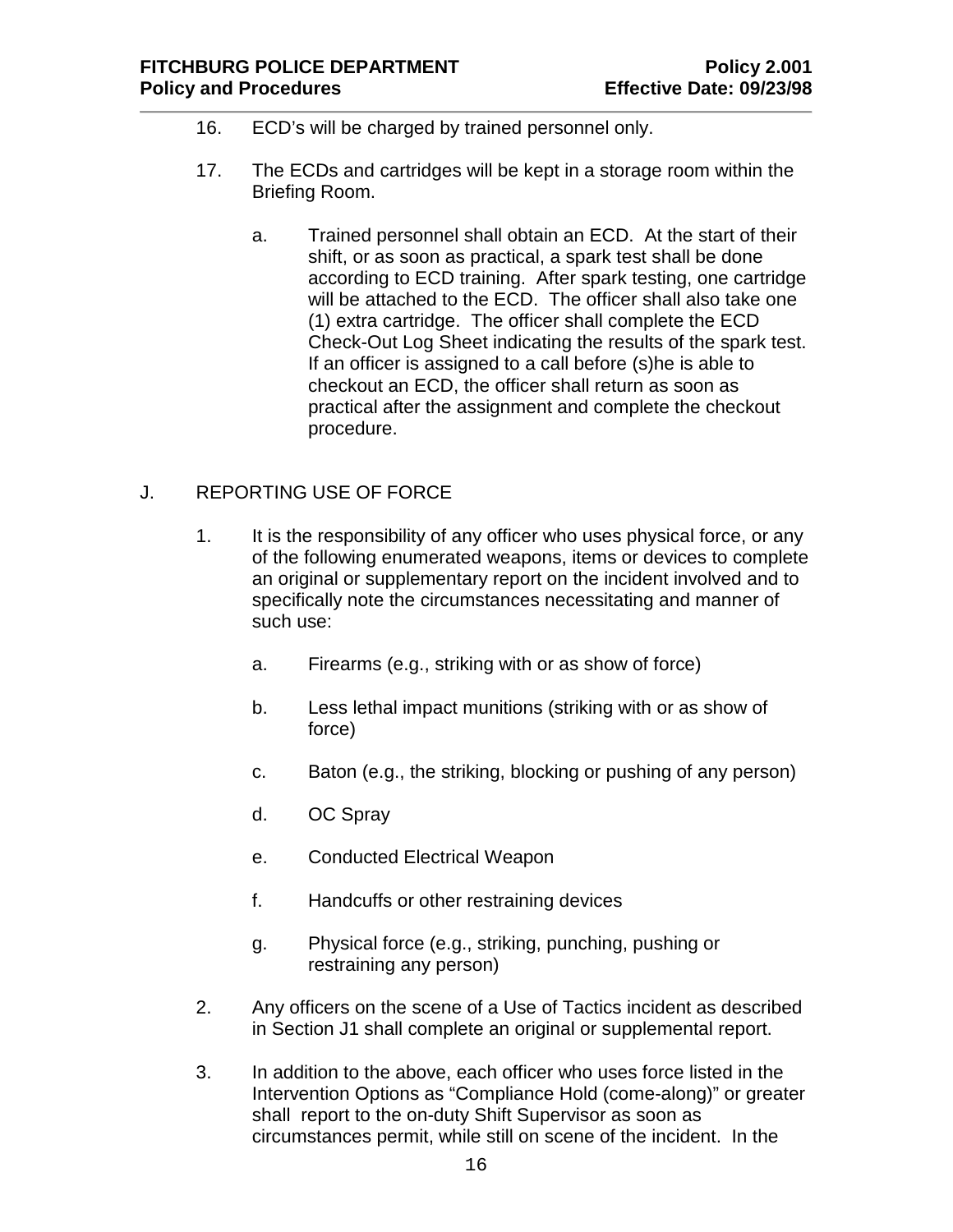16. ECD's will be charged by trained personnel only.

17. The ECDs and cartridges will be kept in a storage room within the Briefing Room.

    a. Trained personnel shall obtain an ECD. At the start of their shift, or as soon as practical, a spark test shall be done according to ECD training. After spark testing, one cartridge will be attached to the ECD. The officer shall also take one (1) extra cartridge. The officer shall complete the ECD Check-Out Log Sheet indicating the results of the spark test. If an officer is assigned to a call before (s)he is able to checkout an ECD, the officer shall return as soon as practical after the assignment and complete the checkout procedure.

## J. REPORTING USE OF FORCE

1. It is the responsibility of any officer who uses physical force, or any of the following enumerated weapons, items or devices to complete an original or supplementary report on the incident involved and to specifically note the circumstances necessitating and manner of such use:

    a. Firearms (e.g., striking with or as show of force)

    b. Less lethal impact munitions (striking with or as show of force)

    c. Baton (e.g., the striking, blocking or pushing of any person)

    d. OC Spray

    e. Conducted Electrical Weapon

    f. Handcuffs or other restraining devices

    g. Physical force (e.g., striking, punching, pushing or restraining any person)

2. Any officers on the scene of a Use of Tactics incident as described in Section J1 shall complete an original or supplemental report.

3. In addition to the above, each officer who uses force listed in the Intervention Options as "Compliance Hold (come-along)" or greater shall report to the on-duty Shift Supervisor as soon as circumstances permit, while still on scene of the incident. In the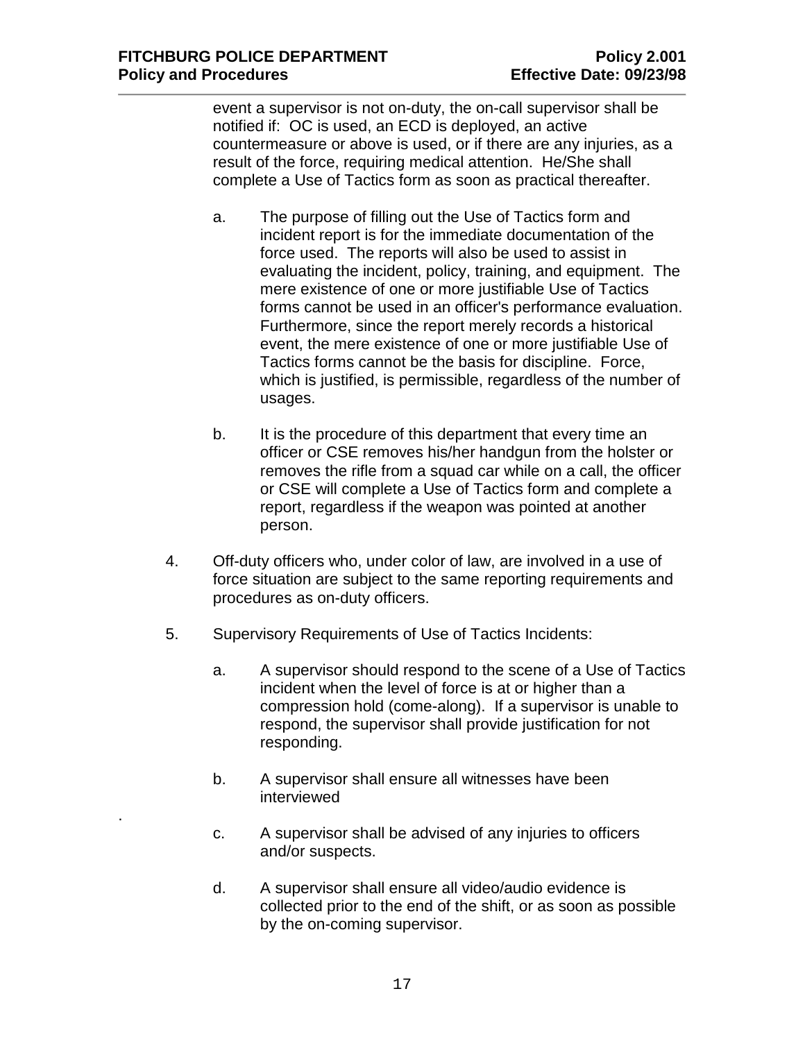event a supervisor is not on-duty, the on-call supervisor shall be notified if: OC is used, an ECD is deployed, an active countermeasure or above is used, or if there are any injuries, as a result of the force, requiring medical attention. He/She shall complete a Use of Tactics form as soon as practical thereafter.

a. The purpose of filling out the Use of Tactics form and incident report is for the immediate documentation of the force used. The reports will also be used to assist in evaluating the incident, policy, training, and equipment. The mere existence of one or more justifiable Use of Tactics forms cannot be used in an officer's performance evaluation. Furthermore, since the report merely records a historical event, the mere existence of one or more justifiable Use of Tactics forms cannot be the basis for discipline. Force, which is justified, is permissible, regardless of the number of usages.

b. It is the procedure of this department that every time an officer or CSE removes his/her handgun from the holster or removes the rifle from a squad car while on a call, the officer or CSE will complete a Use of Tactics form and complete a report, regardless if the weapon was pointed at another person.

4. Off-duty officers who, under color of law, are involved in a use of force situation are subject to the same reporting requirements and procedures as on-duty officers.

5. Supervisory Requirements of Use of Tactics Incidents:

   a. A supervisor should respond to the scene of a Use of Tactics incident when the level of force is at or higher than a compression hold (come-along). If a supervisor is unable to respond, the supervisor shall provide justification for not responding.

   b. A supervisor shall ensure all witnesses have been interviewed

   c. A supervisor shall be advised of any injuries to officers and/or suspects.

   d. A supervisor shall ensure all video/audio evidence is collected prior to the end of the shift, or as soon as possible by the on-coming supervisor.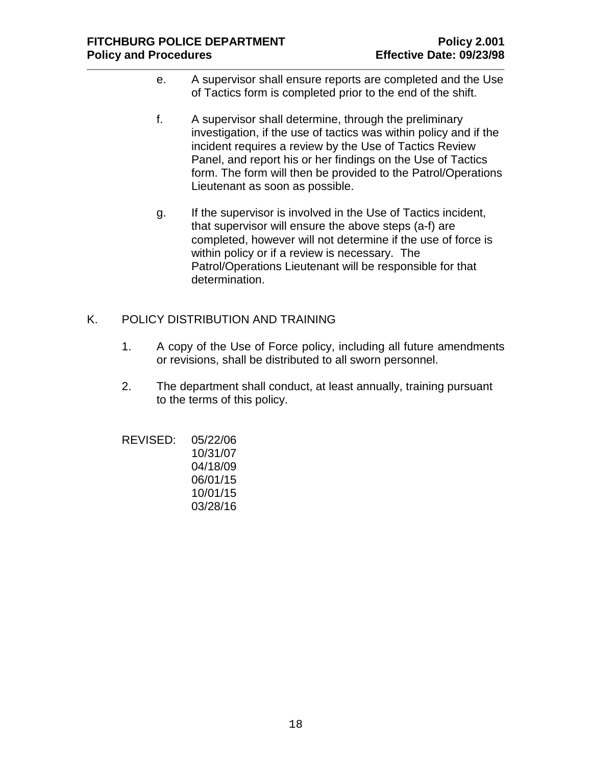e. A supervisor shall ensure reports are completed and the Use of Tactics form is completed prior to the end of the shift.

f. A supervisor shall determine, through the preliminary investigation, if the use of tactics was within policy and if the incident requires a review by the Use of Tactics Review Panel, and report his or her findings on the Use of Tactics form. The form will then be provided to the Patrol/Operations Lieutenant as soon as possible.

g. If the supervisor is involved in the Use of Tactics incident, that supervisor will ensure the above steps (a-f) are completed, however will not determine if the use of force is within policy or if a review is necessary. The Patrol/Operations Lieutenant will be responsible for that determination.

## K. POLICY DISTRIBUTION AND TRAINING

1. A copy of the Use of Force policy, including all future amendments or revisions, shall be distributed to all sworn personnel.

2. The department shall conduct, at least annually, training pursuant to the terms of this policy.

REVISED: 05/22/06
10/31/07
04/18/09
06/01/15
10/01/15
03/28/16